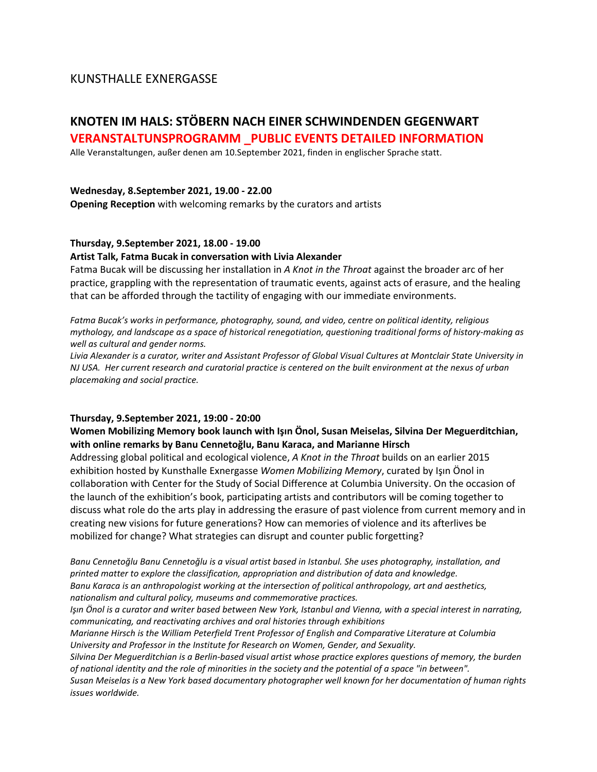KUNSTHALLE EXNERGASSE

# KNOTEN IM HALS: STÖBERN NACH EINER SCHWINDENDEN GEGENWART

## VERANSTALTUNSPROGRAMM _PUBLIC EVENTS DETAILED INFORMATION

Alle Veranstaltungen, außer denen am 10.September 2021, finden in englischer Sprache statt.

**Wednesday, 8.September 2021, 19.00 - 22.00**

**Opening Reception** with welcoming remarks by the curators and artists

**Thursday, 9.September 2021, 18.00 - 19.00**

**Artist Talk, Fatma Bucak in conversation with Livia Alexander**

Fatma Bucak will be discussing her installation in *A Knot in the Throat* against the broader arc of her practice, grappling with the representation of traumatic events, against acts of erasure, and the healing that can be afforded through the tactility of engaging with our immediate environments.

*Fatma Bucak's works in performance, photography, sound, and video, centre on political identity, religious mythology, and landscape as a space of historical renegotiation, questioning traditional forms of history-making as well as cultural and gender norms.*

*Livia Alexander is a curator, writer and Assistant Professor of Global Visual Cultures at Montclair State University in NJ USA. Her current research and curatorial practice is centered on the built environment at the nexus of urban placemaking and social practice.*

**Thursday, 9.September 2021, 19:00 - 20:00**

**Women Mobilizing Memory book launch with Işın Önol, Susan Meiselas, Silvina Der Meguerditchian, with online remarks by Banu Cennetoğlu, Banu Karaca, and Marianne Hirsch**

Addressing global political and ecological violence, *A Knot in the Throat* builds on an earlier 2015 exhibition hosted by Kunsthalle Exnergasse *Women Mobilizing Memory*, curated by Işın Önol in collaboration with Center for the Study of Social Difference at Columbia University. On the occasion of the launch of the exhibition's book, participating artists and contributors will be coming together to discuss what role do the arts play in addressing the erasure of past violence from current memory and in creating new visions for future generations? How can memories of violence and its afterlives be mobilized for change? What strategies can disrupt and counter public forgetting?

*Banu Cennetoğlu Banu Cennetoğlu is a visual artist based in Istanbul. She uses photography, installation, and printed matter to explore the classification, appropriation and distribution of data and knowledge.*

*Banu Karaca is an anthropologist working at the intersection of political anthropology, art and aesthetics, nationalism and cultural policy, museums and commemorative practices.*

*Işın Önol is a curator and writer based between New York, Istanbul and Vienna, with a special interest in narrating, communicating, and reactivating archives and oral histories through exhibitions*

*Marianne Hirsch is the William Peterfield Trent Professor of English and Comparative Literature at Columbia University and Professor in the Institute for Research on Women, Gender, and Sexuality.*

*Silvina Der Meguerditchian is a Berlin-based visual artist whose practice explores questions of memory, the burden of national identity and the role of minorities in the society and the potential of a space "in between".*

*Susan Meiselas is a New York based documentary photographer well known for her documentation of human rights issues worldwide.*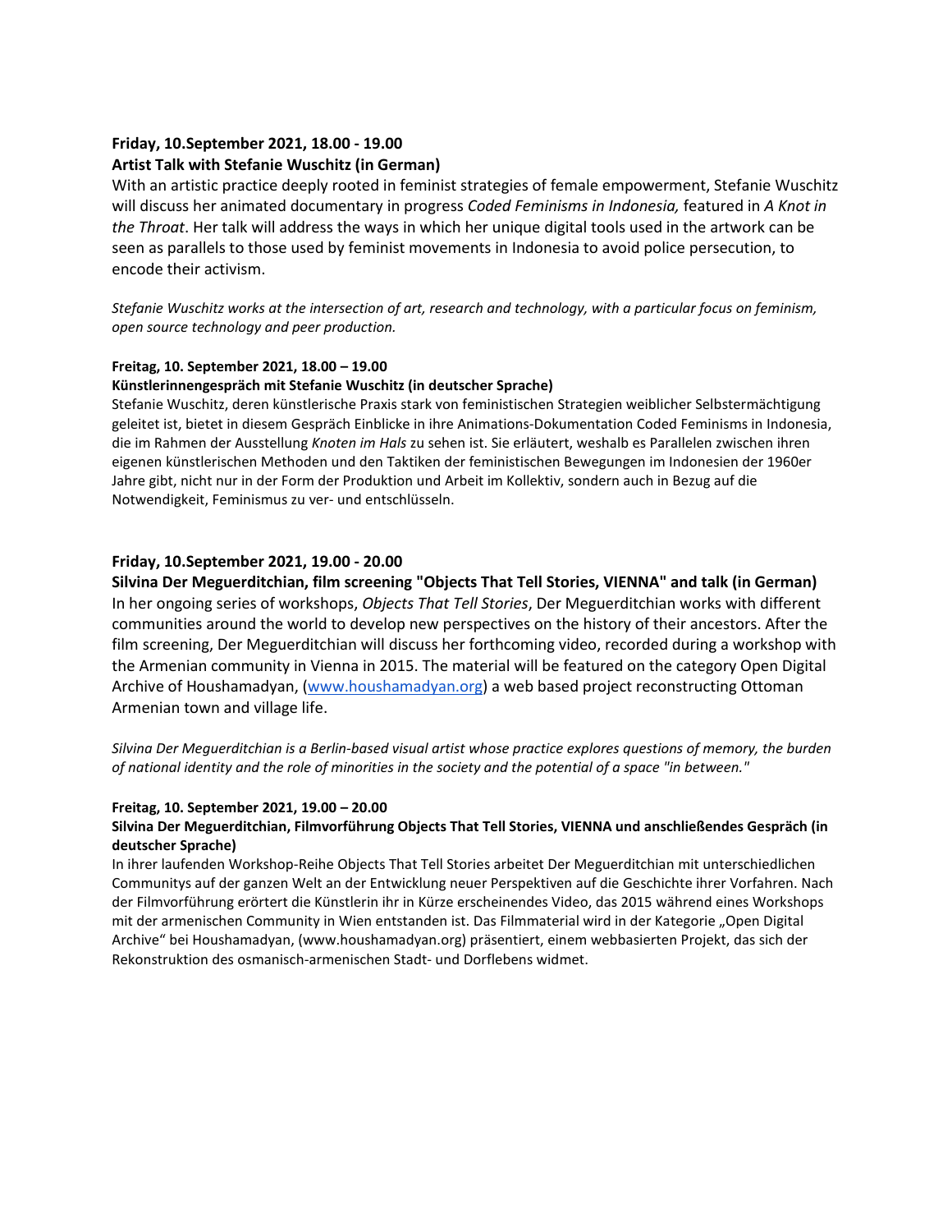**Friday, 10.September 2021, 18.00 - 19.00**
**Artist Talk with Stefanie Wuschitz (in German)**

With an artistic practice deeply rooted in feminist strategies of female empowerment, Stefanie Wuschitz will discuss her animated documentary in progress *Coded Feminisms in Indonesia,* featured in *A Knot in the Throat*. Her talk will address the ways in which her unique digital tools used in the artwork can be seen as parallels to those used by feminist movements in Indonesia to avoid police persecution, to encode their activism.

*Stefanie Wuschitz works at the intersection of art, research and technology, with a particular focus on feminism, open source technology and peer production.*

**Freitag, 10. September 2021, 18.00 – 19.00**
**Künstlerinnengespräch mit Stefanie Wuschitz (in deutscher Sprache)**

Stefanie Wuschitz, deren künstlerische Praxis stark von feministischen Strategien weiblicher Selbstermächtigung geleitet ist, bietet in diesem Gespräch Einblicke in ihre Animations-Dokumentation Coded Feminisms in Indonesia, die im Rahmen der Ausstellung *Knoten im Hals* zu sehen ist. Sie erläutert, weshalb es Parallelen zwischen ihren eigenen künstlerischen Methoden und den Taktiken der feministischen Bewegungen im Indonesien der 1960er Jahre gibt, nicht nur in der Form der Produktion und Arbeit im Kollektiv, sondern auch in Bezug auf die Notwendigkeit, Feminismus zu ver- und entschlüsseln.

**Friday, 10.September 2021, 19.00 - 20.00**
**Silvina Der Meguerditchian, film screening "Objects That Tell Stories, VIENNA" and talk (in German)**

In her ongoing series of workshops, *Objects That Tell Stories*, Der Meguerditchian works with different communities around the world to develop new perspectives on the history of their ancestors. After the film screening, Der Meguerditchian will discuss her forthcoming video, recorded during a workshop with the Armenian community in Vienna in 2015. The material will be featured on the category Open Digital Archive of Houshamadyan, (www.houshamadyan.org) a web based project reconstructing Ottoman Armenian town and village life.

*Silvina Der Meguerditchian is a Berlin-based visual artist whose practice explores questions of memory, the burden of national identity and the role of minorities in the society and the potential of a space "in between."*

**Freitag, 10. September 2021, 19.00 – 20.00**
**Silvina Der Meguerditchian, Filmvorführung Objects That Tell Stories, VIENNA und anschließendes Gespräch (in deutscher Sprache)**

In ihrer laufenden Workshop-Reihe Objects That Tell Stories arbeitet Der Meguerditchian mit unterschiedlichen Communitys auf der ganzen Welt an der Entwicklung neuer Perspektiven auf die Geschichte ihrer Vorfahren. Nach der Filmvorführung erörtert die Künstlerin ihr in Kürze erscheinendes Video, das 2015 während eines Workshops mit der armenischen Community in Wien entstanden ist. Das Filmmaterial wird in der Kategorie „Open Digital Archive" bei Houshamadyan, (www.houshamadyan.org) präsentiert, einem webbasierten Projekt, das sich der Rekonstruktion des osmanisch-armenischen Stadt- und Dorflebens widmet.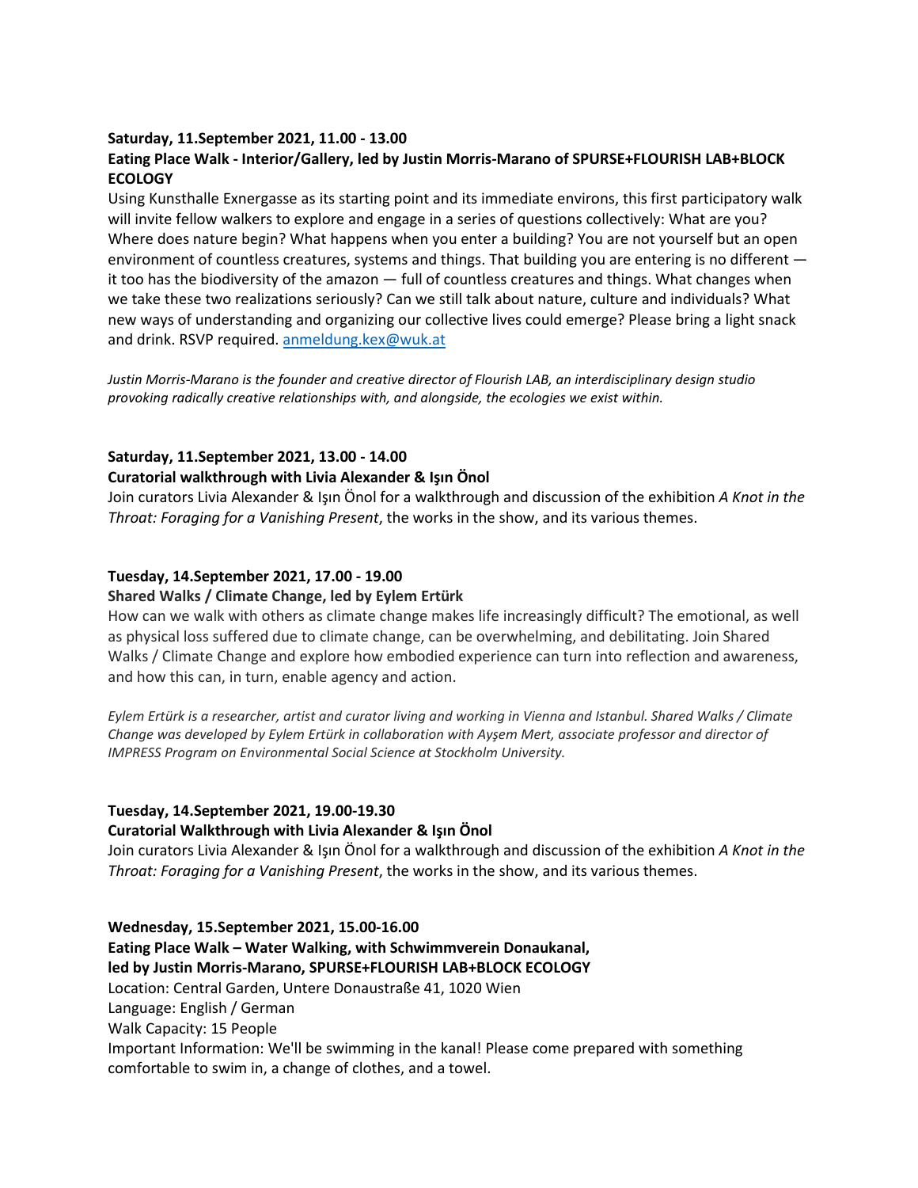**Saturday, 11.September 2021, 11.00 - 13.00**
**Eating Place Walk - Interior/Gallery, led by Justin Morris-Marano of SPURSE+FLOURISH LAB+BLOCK ECOLOGY**
Using Kunsthalle Exnergasse as its starting point and its immediate environs, this first participatory walk will invite fellow walkers to explore and engage in a series of questions collectively: What are you? Where does nature begin? What happens when you enter a building? You are not yourself but an open environment of countless creatures, systems and things. That building you are entering is no different — it too has the biodiversity of the amazon — full of countless creatures and things. What changes when we take these two realizations seriously? Can we still talk about nature, culture and individuals? What new ways of understanding and organizing our collective lives could emerge? Please bring a light snack and drink. RSVP required. anmeldung.kex@wuk.at

*Justin Morris-Marano is the founder and creative director of Flourish LAB, an interdisciplinary design studio provoking radically creative relationships with, and alongside, the ecologies we exist within.*

**Saturday, 11.September 2021, 13.00 - 14.00**
**Curatorial walkthrough with Livia Alexander & Işın Önol**
Join curators Livia Alexander & Işın Önol for a walkthrough and discussion of the exhibition *A Knot in the Throat: Foraging for a Vanishing Present*, the works in the show, and its various themes.

**Tuesday, 14.September 2021, 17.00 - 19.00**
**Shared Walks / Climate Change, led by Eylem Ertürk**
How can we walk with others as climate change makes life increasingly difficult? The emotional, as well as physical loss suffered due to climate change, can be overwhelming, and debilitating. Join Shared Walks / Climate Change and explore how embodied experience can turn into reflection and awareness, and how this can, in turn, enable agency and action.

*Eylem Ertürk is a researcher, artist and curator living and working in Vienna and Istanbul. Shared Walks / Climate Change was developed by Eylem Ertürk in collaboration with Ayşem Mert, associate professor and director of IMPRESS Program on Environmental Social Science at Stockholm University.*

**Tuesday, 14.September 2021, 19.00-19.30**
**Curatorial Walkthrough with Livia Alexander & Işın Önol**
Join curators Livia Alexander & Işın Önol for a walkthrough and discussion of the exhibition *A Knot in the Throat: Foraging for a Vanishing Present*, the works in the show, and its various themes.

**Wednesday, 15.September 2021, 15.00-16.00**
**Eating Place Walk – Water Walking, with Schwimmverein Donaukanal, led by Justin Morris-Marano, SPURSE+FLOURISH LAB+BLOCK ECOLOGY**
Location: Central Garden, Untere Donaustraße 41, 1020 Wien
Language: English / German
Walk Capacity: 15 People
Important Information: We'll be swimming in the kanal! Please come prepared with something comfortable to swim in, a change of clothes, and a towel.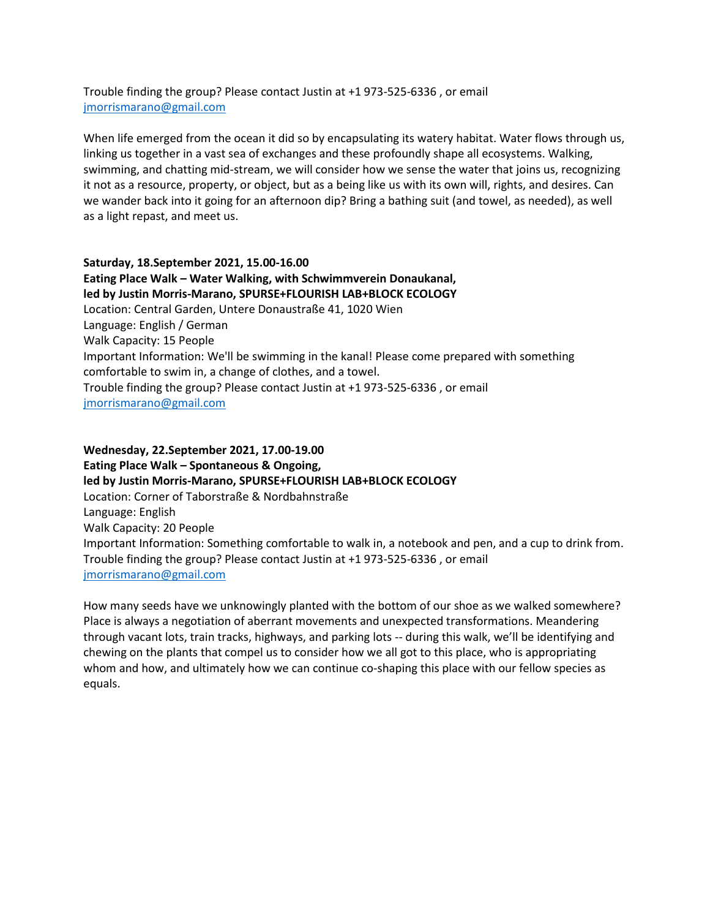Trouble finding the group? Please contact Justin at +1 973-525-6336 , or email [jmorrismarano@gmail.com](mailto:jmorrismarano@gmail.com)

When life emerged from the ocean it did so by encapsulating its watery habitat. Water flows through us, linking us together in a vast sea of exchanges and these profoundly shape all ecosystems. Walking, swimming, and chatting mid-stream, we will consider how we sense the water that joins us, recognizing it not as a resource, property, or object, but as a being like us with its own will, rights, and desires. Can we wander back into it going for an afternoon dip? Bring a bathing suit (and towel, as needed), as well as a light repast, and meet us.

**Saturday, 18.September 2021, 15.00-16.00**
**Eating Place Walk – Water Walking, with Schwimmverein Donaukanal,**
**led by Justin Morris-Marano, SPURSE+FLOURISH LAB+BLOCK ECOLOGY**
Location: Central Garden, Untere Donaustraße 41, 1020 Wien
Language: English / German
Walk Capacity: 15 People
Important Information: We'll be swimming in the kanal! Please come prepared with something comfortable to swim in, a change of clothes, and a towel.
Trouble finding the group? Please contact Justin at +1 973-525-6336 , or email [jmorrismarano@gmail.com](mailto:jmorrismarano@gmail.com)

**Wednesday, 22.September 2021, 17.00-19.00**
**Eating Place Walk – Spontaneous & Ongoing,**
**led by Justin Morris-Marano, SPURSE+FLOURISH LAB+BLOCK ECOLOGY**
Location: Corner of Taborstraße & Nordbahnstraße
Language: English
Walk Capacity: 20 People
Important Information: Something comfortable to walk in, a notebook and pen, and a cup to drink from.
Trouble finding the group? Please contact Justin at +1 973-525-6336 , or email [jmorrismarano@gmail.com](mailto:jmorrismarano@gmail.com)

How many seeds have we unknowingly planted with the bottom of our shoe as we walked somewhere? Place is always a negotiation of aberrant movements and unexpected transformations. Meandering through vacant lots, train tracks, highways, and parking lots -- during this walk, we'll be identifying and chewing on the plants that compel us to consider how we all got to this place, who is appropriating whom and how, and ultimately how we can continue co-shaping this place with our fellow species as equals.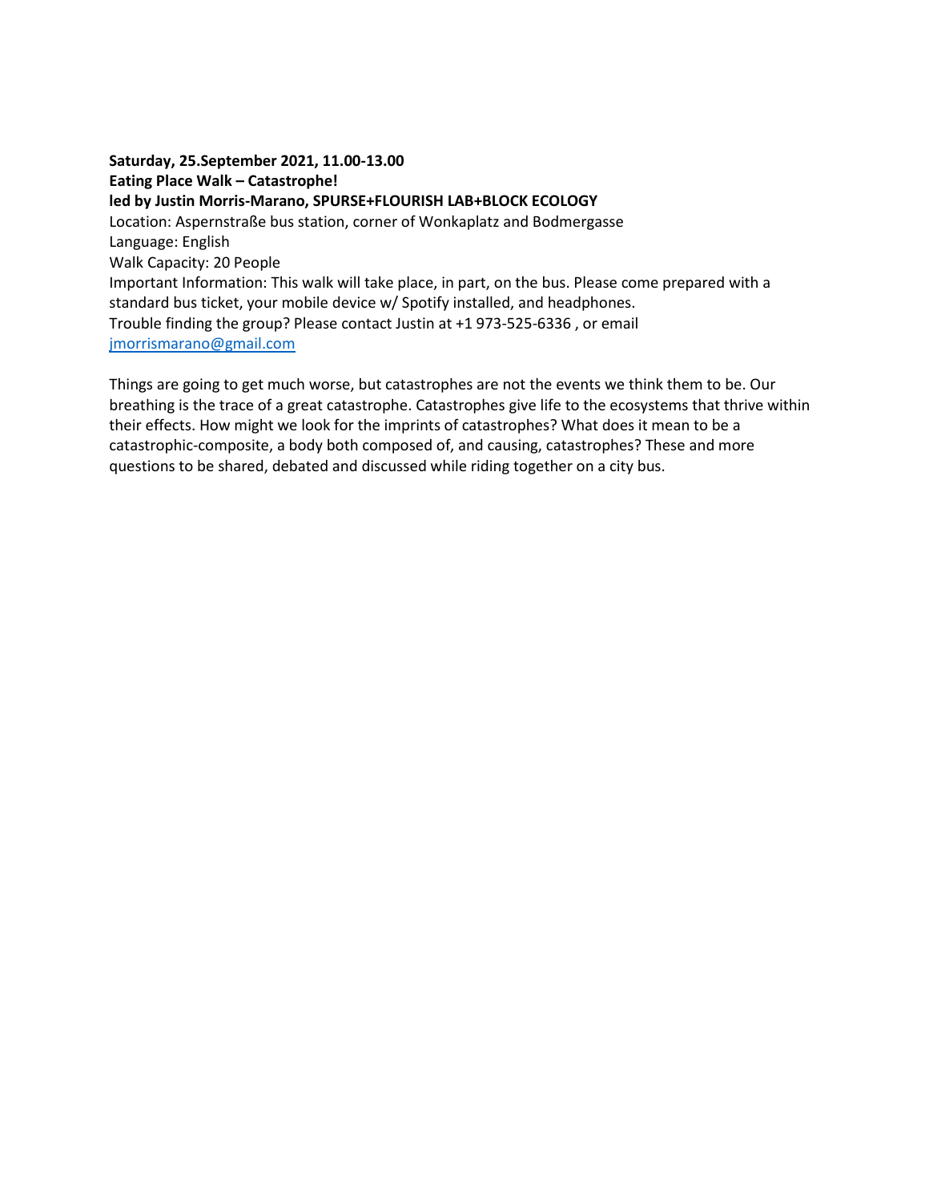**Saturday, 25.September 2021, 11.00-13.00**
**Eating Place Walk – Catastrophe!**
**led by Justin Morris-Marano, SPURSE+FLOURISH LAB+BLOCK ECOLOGY**
Location: Aspernstraße bus station, corner of Wonkaplatz and Bodmergasse
Language: English
Walk Capacity: 20 People
Important Information: This walk will take place, in part, on the bus. Please come prepared with a standard bus ticket, your mobile device w/ Spotify installed, and headphones.
Trouble finding the group? Please contact Justin at +1 973-525-6336 , or email [jmorrismarano@gmail.com](mailto:jmorrismarano@gmail.com)

Things are going to get much worse, but catastrophes are not the events we think them to be. Our breathing is the trace of a great catastrophe. Catastrophes give life to the ecosystems that thrive within their effects. How might we look for the imprints of catastrophes? What does it mean to be a catastrophic-composite, a body both composed of, and causing, catastrophes? These and more questions to be shared, debated and discussed while riding together on a city bus.